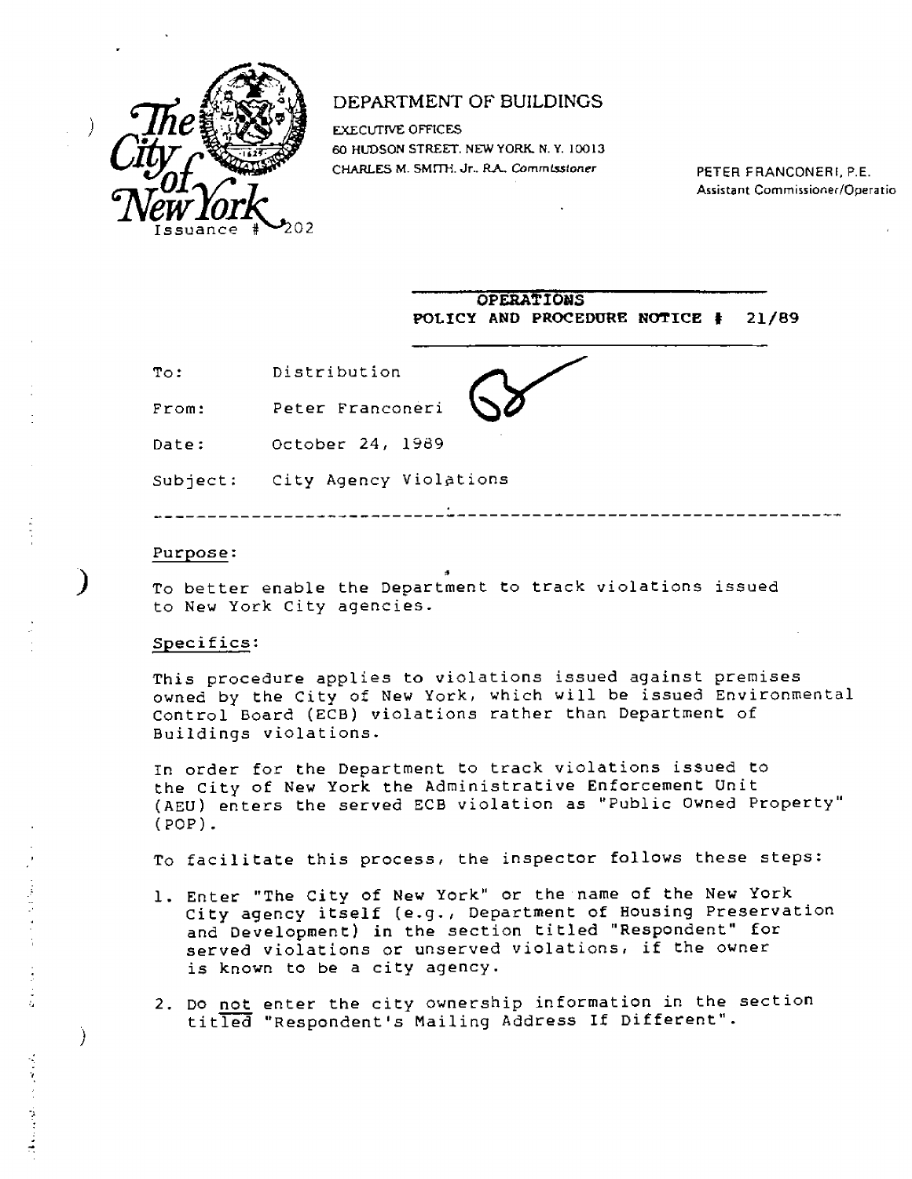The City of New York

Issuance # 202

DEPARTMENT OF BUILDINGS

EXECUTIVE OFFICES
60 HUDSON STREET, NEW YORK, N. Y. 10013
CHARLES M. SMITH, Jr., R.A., Commissioner

PETER FRANCONERI, P.E.
Assistant Commissioner/Operatio

**OPERATIONS**
**POLICY AND PROCEDURE NOTICE # 21/89**

To: Distribution

From: Peter Franconeri

Date: October 24, 1989

Subject: City Agency Violations

---

Purpose:

To better enable the Department to track violations issued to New York City agencies.

Specifics:

This procedure applies to violations issued against premises owned by the City of New York, which will be issued Environmental Control Board (ECB) violations rather than Department of Buildings violations.

In order for the Department to track violations issued to the City of New York the Administrative Enforcement Unit (AEU) enters the served ECB violation as "Public Owned Property" (POP).

To facilitate this process, the inspector follows these steps:

1. Enter "The City of New York" or the name of the New York City agency itself (e.g., Department of Housing Preservation and Development) in the section titled "Respondent" for served violations or unserved violations, if the owner is known to be a city agency.
2. Do not enter the city ownership information in the section titled "Respondent's Mailing Address If Different".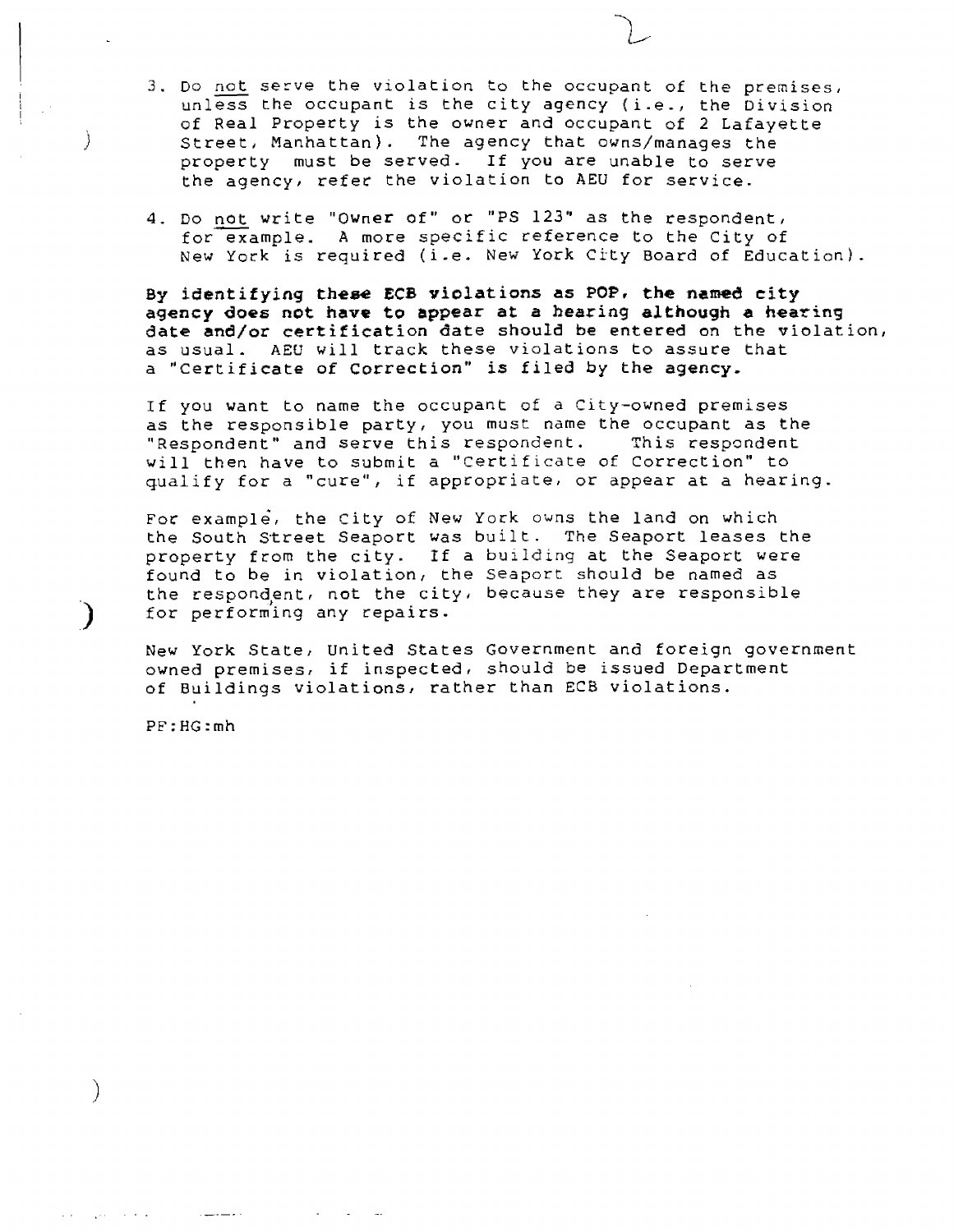3. Do not serve the violation to the occupant of the premises, unless the occupant is the city agency (i.e., the Division of Real Property is the owner and occupant of 2 Lafayette Street, Manhattan). The agency that owns/manages the property must be served. If you are unable to serve the agency, refer the violation to AEU for service.

4. Do not write "Owner of" or "PS 123" as the respondent, for example. A more specific reference to the City of New York is required (i.e. New York City Board of Education).

**By identifying these ECB violations as POP, the named city agency does not have to appear at a hearing although a hearing date and/or certification date should be entered on the violation,** as usual. AEU will track these violations to assure that a "Certificate of Correction" **is filed by the agency.**

If you want to name the occupant of a City-owned premises as the responsible party, you must name the occupant as the "Respondent" and serve this respondent. This respondent will then have to submit a "Certificate of Correction" to qualify for a "cure", if appropriate, or appear at a hearing.

For example, the City of New York owns the land on which the South Street Seaport was built. The Seaport leases the property from the city. If a building at the Seaport were found to be in violation, the Seaport should be named as the respondent, not the city, because they are responsible for performing any repairs.

New York State, United States Government and foreign government owned premises, if inspected, should be issued Department of Buildings violations, rather than ECB violations.

PF:HG:mh